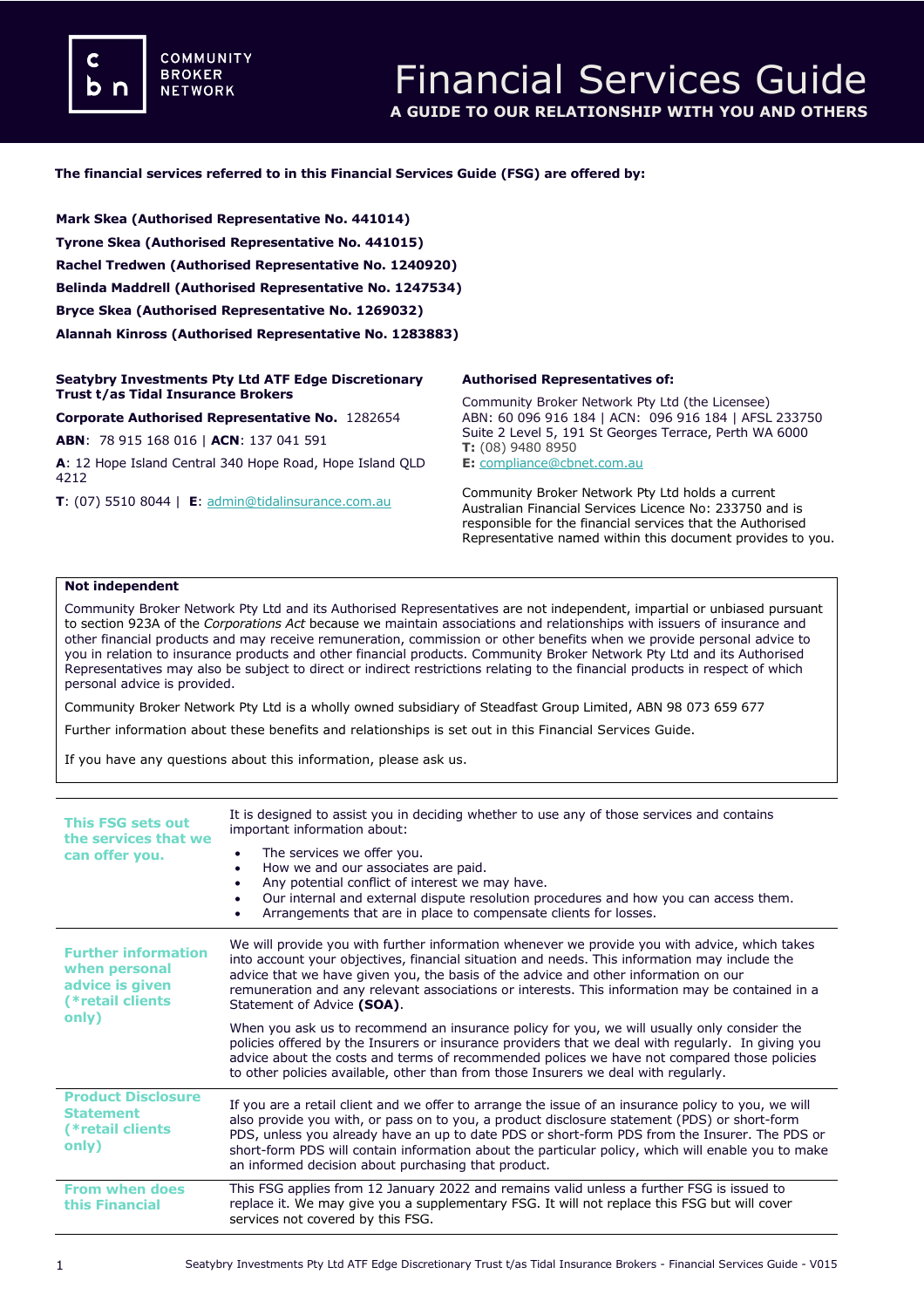COMMUNITY BROKER NETWORK

# Financial Services Guide

**A GUIDE TO OUR RELATIONSHIP WITH YOU AND OTHERS**

**The financial services referred to in this Financial Services Guide (FSG) are offered by:**

**Mark Skea (Authorised Representative No. 441014)**
**Tyrone Skea (Authorised Representative No. 441015)**
**Rachel Tredwen (Authorised Representative No. 1240920)**
**Belinda Maddrell (Authorised Representative No. 1247534)**
**Bryce Skea (Authorised Representative No. 1269032)**
**Alannah Kinross (Authorised Representative No. 1283883)**

**Seatybry Investments Pty Ltd ATF Edge Discretionary Trust t/as Tidal Insurance Brokers**

**Corporate Authorised Representative No.** 1282654

**ABN**: 78 915 168 016 | **ACN**: 137 041 591

**A**: 12 Hope Island Central 340 Hope Road, Hope Island QLD 4212

**T**: (07) 5510 8044 | **E**: admin@tidalinsurance.com.au

**Authorised Representatives of:**

Community Broker Network Pty Ltd (the Licensee)
ABN: 60 096 916 184 | ACN: 096 916 184 | AFSL 233750
Suite 2 Level 5, 191 St Georges Terrace, Perth WA 6000
**T:** (08) 9480 8950
**E:** compliance@cbnet.com.au

Community Broker Network Pty Ltd holds a current Australian Financial Services Licence No: 233750 and is responsible for the financial services that the Authorised Representative named within this document provides to you.

**Not independent**

Community Broker Network Pty Ltd and its Authorised Representatives are not independent, impartial or unbiased pursuant to section 923A of the *Corporations Act* because we maintain associations and relationships with issuers of insurance and other financial products and may receive remuneration, commission or other benefits when we provide personal advice to you in relation to insurance products and other financial products. Community Broker Network Pty Ltd and its Authorised Representatives may also be subject to direct or indirect restrictions relating to the financial products in respect of which personal advice is provided.

Community Broker Network Pty Ltd is a wholly owned subsidiary of Steadfast Group Limited, ABN 98 073 659 677

Further information about these benefits and relationships is set out in this Financial Services Guide.

If you have any questions about this information, please ask us.

| | |
|---|---|
| **This FSG sets out the services that we can offer you.** | It is designed to assist you in deciding whether to use any of those services and contains important information about:<br>• The services we offer you.<br>• How we and our associates are paid.<br>• Any potential conflict of interest we may have.<br>• Our internal and external dispute resolution procedures and how you can access them.<br>• Arrangements that are in place to compensate clients for losses. |
| **Further information when personal advice is given (*retail clients only)** | We will provide you with further information whenever we provide you with advice, which takes into account your objectives, financial situation and needs. This information may include the advice that we have given you, the basis of the advice and other information on our remuneration and any relevant associations or interests. This information may be contained in a Statement of Advice **(SOA)**.<br><br>When you ask us to recommend an insurance policy for you, we will usually only consider the policies offered by the Insurers or insurance providers that we deal with regularly. In giving you advice about the costs and terms of recommended polices we have not compared those policies to other policies available, other than from those Insurers we deal with regularly. |
| **Product Disclosure Statement (*retail clients only)** | If you are a retail client and we offer to arrange the issue of an insurance policy to you, we will also provide you with, or pass on to you, a product disclosure statement (PDS) or short-form PDS, unless you already have an up to date PDS or short-form PDS from the Insurer. The PDS or short-form PDS will contain information about the particular policy, which will enable you to make an informed decision about purchasing that product. |
| **From when does this Financial** | This FSG applies from 12 January 2022 and remains valid unless a further FSG is issued to replace it. We may give you a supplementary FSG. It will not replace this FSG but will cover services not covered by this FSG. |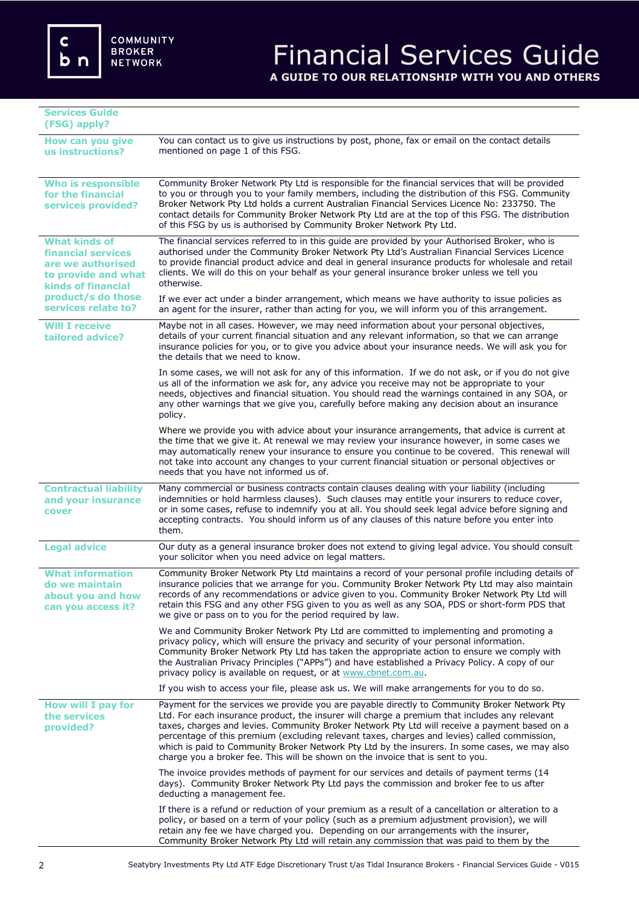Services Guide (FSG) apply?

| | |
|---|---|
| **How can you give us instructions?** | You can contact us to give us instructions by post, phone, fax or email on the contact details mentioned on page 1 of this FSG. |
| **Who is responsible for the financial services provided?** | Community Broker Network Pty Ltd is responsible for the financial services that will be provided to you or through you to your family members, including the distribution of this FSG. Community Broker Network Pty Ltd holds a current Australian Financial Services Licence No: 233750. The contact details for Community Broker Network Pty Ltd are at the top of this FSG. The distribution of this FSG by us is authorised by Community Broker Network Pty Ltd. |
| **What kinds of financial services are we authorised to provide and what kinds of financial product/s do those services relate to?** | The financial services referred to in this guide are provided by your Authorised Broker, who is authorised under the Community Broker Network Pty Ltd's Australian Financial Services Licence to provide financial product advice and deal in general insurance products for wholesale and retail clients. We will do this on your behalf as your general insurance broker unless we tell you otherwise.<br><br>If we ever act under a binder arrangement, which means we have authority to issue policies as an agent for the insurer, rather than acting for you, we will inform you of this arrangement. |
| **Will I receive tailored advice?** | Maybe not in all cases. However, we may need information about your personal objectives, details of your current financial situation and any relevant information, so that we can arrange insurance policies for you, or to give you advice about your insurance needs. We will ask you for the details that we need to know.<br><br>In some cases, we will not ask for any of this information. If we do not ask, or if you do not give us all of the information we ask for, any advice you receive may not be appropriate to your needs, objectives and financial situation. You should read the warnings contained in any SOA, or any other warnings that we give you, carefully before making any decision about an insurance policy.<br><br>Where we provide you with advice about your insurance arrangements, that advice is current at the time that we give it. At renewal we may review your insurance however, in some cases we may automatically renew your insurance to ensure you continue to be covered. This renewal will not take into account any changes to your current financial situation or personal objectives or needs that you have not informed us of. |
| **Contractual liability and your insurance cover** | Many commercial or business contracts contain clauses dealing with your liability (including indemnities or hold harmless clauses). Such clauses may entitle your insurers to reduce cover, or in some cases, refuse to indemnify you at all. You should seek legal advice before signing and accepting contracts. You should inform us of any clauses of this nature before you enter into them. |
| **Legal advice** | Our duty as a general insurance broker does not extend to giving legal advice. You should consult your solicitor when you need advice on legal matters. |
| **What information do we maintain about you and how can you access it?** | Community Broker Network Pty Ltd maintains a record of your personal profile including details of insurance policies that we arrange for you. Community Broker Network Pty Ltd may also maintain records of any recommendations or advice given to you. Community Broker Network Pty Ltd will retain this FSG and any other FSG given to you as well as any SOA, PDS or short-form PDS that we give or pass on to you for the period required by law.<br><br>We and Community Broker Network Pty Ltd are committed to implementing and promoting a privacy policy, which will ensure the privacy and security of your personal information. Community Broker Network Pty Ltd has taken the appropriate action to ensure we comply with the Australian Privacy Principles ("APPs") and have established a Privacy Policy. A copy of our privacy policy is available on request, or at www.cbnet.com.au.<br><br>If you wish to access your file, please ask us. We will make arrangements for you to do so. |
| **How will I pay for the services provided?** | Payment for the services we provide you are payable directly to Community Broker Network Pty Ltd. For each insurance product, the insurer will charge a premium that includes any relevant taxes, charges and levies. Community Broker Network Pty Ltd will receive a payment based on a percentage of this premium (excluding relevant taxes, charges and levies) called commission, which is paid to Community Broker Network Pty Ltd by the insurers. In some cases, we may also charge you a broker fee. This will be shown on the invoice that is sent to you.<br><br>The invoice provides methods of payment for our services and details of payment terms (14 days). Community Broker Network Pty Ltd pays the commission and broker fee to us after deducting a management fee.<br><br>If there is a refund or reduction of your premium as a result of a cancellation or alteration to a policy, or based on a term of your policy (such as a premium adjustment provision), we will retain any fee we have charged you. Depending on our arrangements with the insurer, Community Broker Network Pty Ltd will retain any commission that was paid to them by the |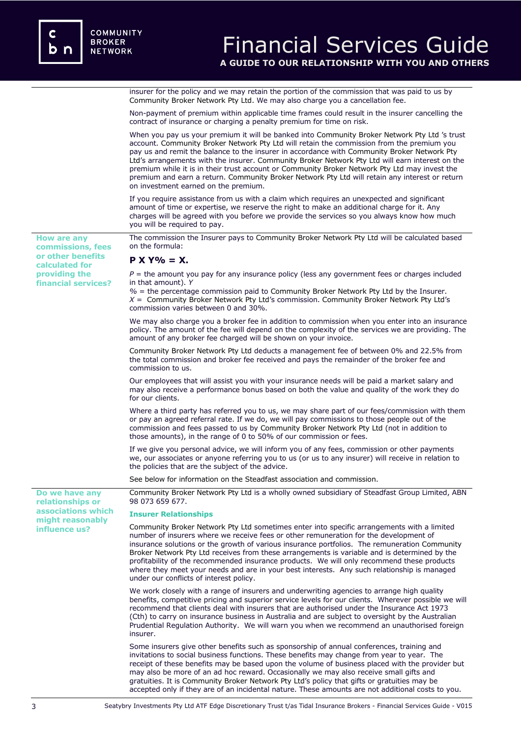insurer for the policy and we may retain the portion of the commission that was paid to us by Community Broker Network Pty Ltd. We may also charge you a cancellation fee.

Non-payment of premium within applicable time frames could result in the insurer cancelling the contract of insurance or charging a penalty premium for time on risk.

When you pay us your premium it will be banked into Community Broker Network Pty Ltd 's trust account. Community Broker Network Pty Ltd will retain the commission from the premium you pay us and remit the balance to the insurer in accordance with Community Broker Network Pty Ltd's arrangements with the insurer. Community Broker Network Pty Ltd will earn interest on the premium while it is in their trust account or Community Broker Network Pty Ltd may invest the premium and earn a return. Community Broker Network Pty Ltd will retain any interest or return on investment earned on the premium.

If you require assistance from us with a claim which requires an unexpected and significant amount of time or expertise, we reserve the right to make an additional charge for it. Any charges will be agreed with you before we provide the services so you always know how much you will be required to pay.

## How are any commissions, fees or other benefits calculated for providing the financial services?

The commission the Insurer pays to Community Broker Network Pty Ltd will be calculated based on the formula:

**P X Y% = X.**

*P* = the amount you pay for any insurance policy (less any government fees or charges included in that amount). *Y*
% = the percentage commission paid to Community Broker Network Pty Ltd by the Insurer.
*X* = Community Broker Network Pty Ltd's commission. Community Broker Network Pty Ltd's commission varies between 0 and 30%.

We may also charge you a broker fee in addition to commission when you enter into an insurance policy. The amount of the fee will depend on the complexity of the services we are providing. The amount of any broker fee charged will be shown on your invoice.

Community Broker Network Pty Ltd deducts a management fee of between 0% and 22.5% from the total commission and broker fee received and pays the remainder of the broker fee and commission to us.

Our employees that will assist you with your insurance needs will be paid a market salary and may also receive a performance bonus based on both the value and quality of the work they do for our clients.

Where a third party has referred you to us, we may share part of our fees/commission with them or pay an agreed referral rate. If we do, we will pay commissions to those people out of the commission and fees passed to us by Community Broker Network Pty Ltd (not in addition to those amounts), in the range of 0 to 50% of our commission or fees.

If we give you personal advice, we will inform you of any fees, commission or other payments we, our associates or anyone referring you to us (or us to any insurer) will receive in relation to the policies that are the subject of the advice.

See below for information on the Steadfast association and commission.

## Do we have any relationships or associations which might reasonably influence us?

Community Broker Network Pty Ltd is a wholly owned subsidiary of Steadfast Group Limited, ABN 98 073 659 677.

### Insurer Relationships

Community Broker Network Pty Ltd sometimes enter into specific arrangements with a limited number of insurers where we receive fees or other remuneration for the development of insurance solutions or the growth of various insurance portfolios. The remuneration Community Broker Network Pty Ltd receives from these arrangements is variable and is determined by the profitability of the recommended insurance products. We will only recommend these products where they meet your needs and are in your best interests. Any such relationship is managed under our conflicts of interest policy.

We work closely with a range of insurers and underwriting agencies to arrange high quality benefits, competitive pricing and superior service levels for our clients. Wherever possible we will recommend that clients deal with insurers that are authorised under the Insurance Act 1973 (Cth) to carry on insurance business in Australia and are subject to oversight by the Australian Prudential Regulation Authority. We will warn you when we recommend an unauthorised foreign insurer.

Some insurers give other benefits such as sponsorship of annual conferences, training and invitations to social business functions. These benefits may change from year to year. The receipt of these benefits may be based upon the volume of business placed with the provider but may also be more of an ad hoc reward. Occasionally we may also receive small gifts and gratuities. It is Community Broker Network Pty Ltd's policy that gifts or gratuities may be accepted only if they are of an incidental nature. These amounts are not additional costs to you.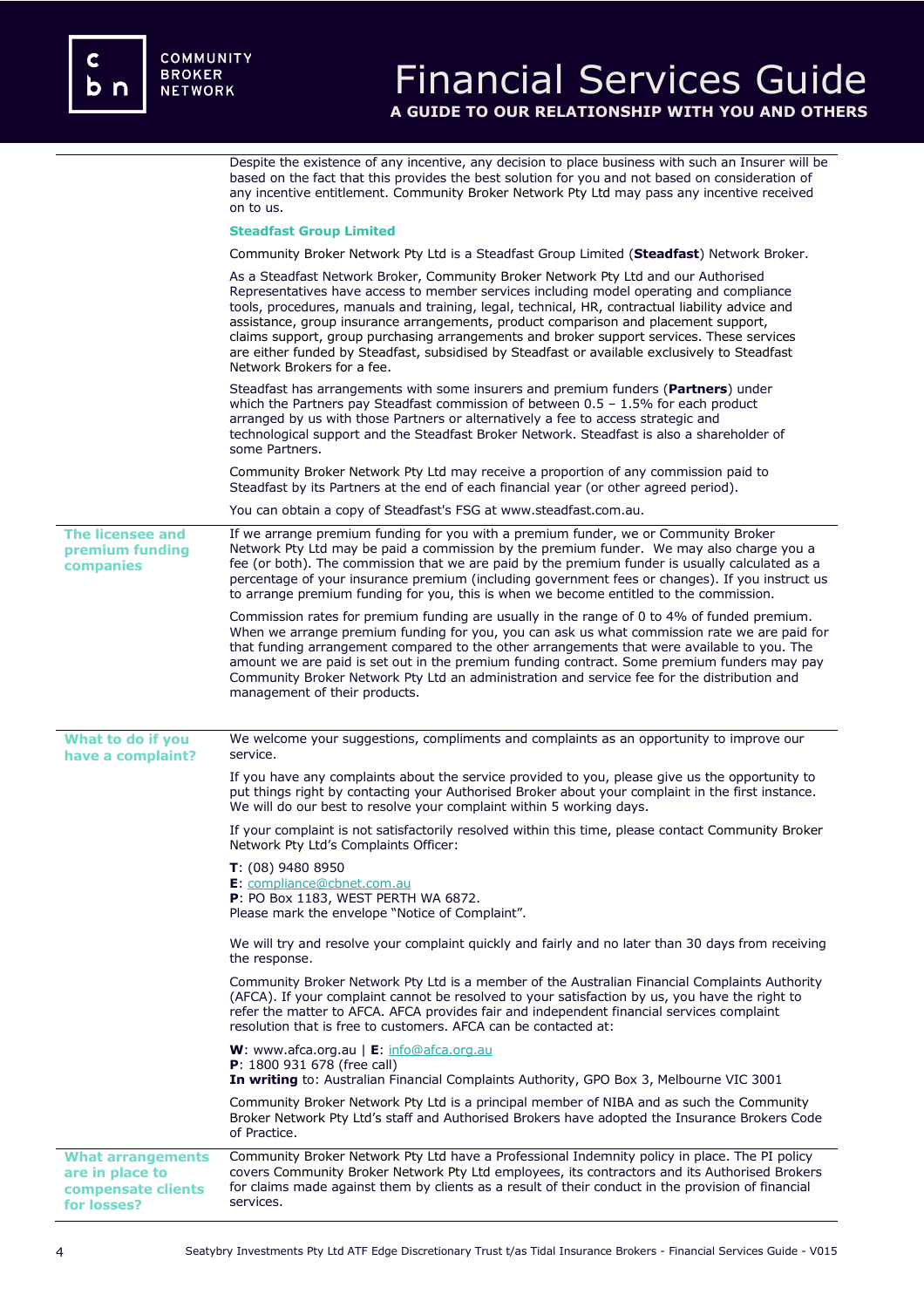Despite the existence of any incentive, any decision to place business with such an Insurer will be based on the fact that this provides the best solution for you and not based on consideration of any incentive entitlement. Community Broker Network Pty Ltd may pass any incentive received on to us.

**Steadfast Group Limited**

Community Broker Network Pty Ltd is a Steadfast Group Limited (**Steadfast**) Network Broker.

As a Steadfast Network Broker, Community Broker Network Pty Ltd and our Authorised Representatives have access to member services including model operating and compliance tools, procedures, manuals and training, legal, technical, HR, contractual liability advice and assistance, group insurance arrangements, product comparison and placement support, claims support, group purchasing arrangements and broker support services. These services are either funded by Steadfast, subsidised by Steadfast or available exclusively to Steadfast Network Brokers for a fee.

Steadfast has arrangements with some insurers and premium funders (**Partners**) under which the Partners pay Steadfast commission of between 0.5 – 1.5% for each product arranged by us with those Partners or alternatively a fee to access strategic and technological support and the Steadfast Broker Network. Steadfast is also a shareholder of some Partners.

Community Broker Network Pty Ltd may receive a proportion of any commission paid to Steadfast by its Partners at the end of each financial year (or other agreed period).

You can obtain a copy of Steadfast's FSG at www.steadfast.com.au.

## The licensee and premium funding companies

If we arrange premium funding for you with a premium funder, we or Community Broker Network Pty Ltd may be paid a commission by the premium funder. We may also charge you a fee (or both). The commission that we are paid by the premium funder is usually calculated as a percentage of your insurance premium (including government fees or changes). If you instruct us to arrange premium funding for you, this is when we become entitled to the commission.

Commission rates for premium funding are usually in the range of 0 to 4% of funded premium. When we arrange premium funding for you, you can ask us what commission rate we are paid for that funding arrangement compared to the other arrangements that were available to you. The amount we are paid is set out in the premium funding contract. Some premium funders may pay Community Broker Network Pty Ltd an administration and service fee for the distribution and management of their products.

## What to do if you have a complaint?

We welcome your suggestions, compliments and complaints as an opportunity to improve our service.

If you have any complaints about the service provided to you, please give us the opportunity to put things right by contacting your Authorised Broker about your complaint in the first instance. We will do our best to resolve your complaint within 5 working days.

If your complaint is not satisfactorily resolved within this time, please contact Community Broker Network Pty Ltd's Complaints Officer:

**T**: (08) 9480 8950
**E**: compliance@cbnet.com.au
**P**: PO Box 1183, WEST PERTH WA 6872.
Please mark the envelope "Notice of Complaint".

We will try and resolve your complaint quickly and fairly and no later than 30 days from receiving the response.

Community Broker Network Pty Ltd is a member of the Australian Financial Complaints Authority (AFCA). If your complaint cannot be resolved to your satisfaction by us, you have the right to refer the matter to AFCA. AFCA provides fair and independent financial services complaint resolution that is free to customers. AFCA can be contacted at:

**W**: www.afca.org.au | **E**: info@afca.org.au
**P**: 1800 931 678 (free call)
**In writing** to: Australian Financial Complaints Authority, GPO Box 3, Melbourne VIC 3001

Community Broker Network Pty Ltd is a principal member of NIBA and as such the Community Broker Network Pty Ltd's staff and Authorised Brokers have adopted the Insurance Brokers Code of Practice.

## What arrangements are in place to compensate clients for losses?

Community Broker Network Pty Ltd have a Professional Indemnity policy in place. The PI policy covers Community Broker Network Pty Ltd employees, its contractors and its Authorised Brokers for claims made against them by clients as a result of their conduct in the provision of financial services.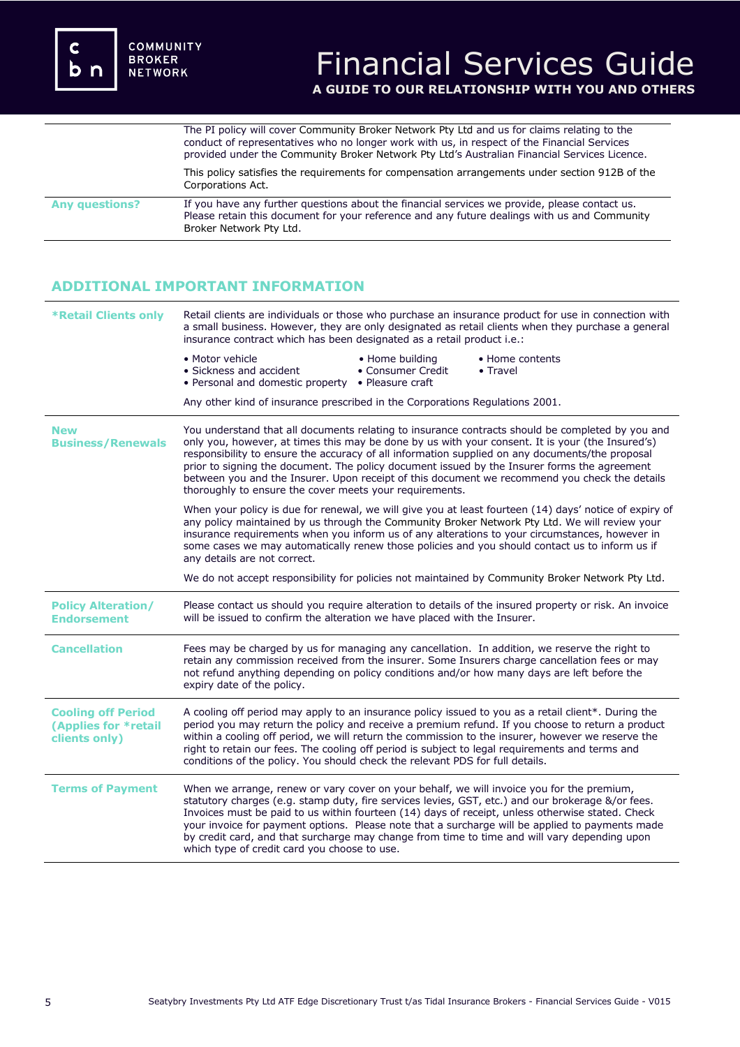| | |
|---|---|
| | The PI policy will cover Community Broker Network Pty Ltd and us for claims relating to the conduct of representatives who no longer work with us, in respect of the Financial Services provided under the Community Broker Network Pty Ltd's Australian Financial Services Licence.<br><br>This policy satisfies the requirements for compensation arrangements under section 912B of the Corporations Act. |
| **Any questions?** | If you have any further questions about the financial services we provide, please contact us. Please retain this document for your reference and any future dealings with us and Community Broker Network Pty Ltd. |

## ADDITIONAL IMPORTANT INFORMATION

| | |
|---|---|
| **\*Retail Clients only** | Retail clients are individuals or those who purchase an insurance product for use in connection with a small business. However, they are only designated as retail clients when they purchase a general insurance contract which has been designated as a retail product i.e.:<br><br>• Motor vehicle • Home building • Home contents • Sickness and accident • Consumer Credit • Travel • Personal and domestic property • Pleasure craft<br><br>Any other kind of insurance prescribed in the Corporations Regulations 2001. |
| **New Business/Renewals** | You understand that all documents relating to insurance contracts should be completed by you and only you, however, at times this may be done by us with your consent. It is your (the Insured's) responsibility to ensure the accuracy of all information supplied on any documents/the proposal prior to signing the document. The policy document issued by the Insurer forms the agreement between you and the Insurer. Upon receipt of this document we recommend you check the details thoroughly to ensure the cover meets your requirements.<br><br>When your policy is due for renewal, we will give you at least fourteen (14) days' notice of expiry of any policy maintained by us through the Community Broker Network Pty Ltd. We will review your insurance requirements when you inform us of any alterations to your circumstances, however in some cases we may automatically renew those policies and you should contact us to inform us if any details are not correct.<br><br>We do not accept responsibility for policies not maintained by Community Broker Network Pty Ltd. |
| **Policy Alteration/ Endorsement** | Please contact us should you require alteration to details of the insured property or risk. An invoice will be issued to confirm the alteration we have placed with the Insurer. |
| **Cancellation** | Fees may be charged by us for managing any cancellation. In addition, we reserve the right to retain any commission received from the insurer. Some Insurers charge cancellation fees or may not refund anything depending on policy conditions and/or how many days are left before the expiry date of the policy. |
| **Cooling off Period (Applies for \*retail clients only)** | A cooling off period may apply to an insurance policy issued to you as a retail client\*. During the period you may return the policy and receive a premium refund. If you choose to return a product within a cooling off period, we will return the commission to the insurer, however we reserve the right to retain our fees. The cooling off period is subject to legal requirements and terms and conditions of the policy. You should check the relevant PDS for full details. |
| **Terms of Payment** | When we arrange, renew or vary cover on your behalf, we will invoice you for the premium, statutory charges (e.g. stamp duty, fire services levies, GST, etc.) and our brokerage &/or fees. Invoices must be paid to us within fourteen (14) days of receipt, unless otherwise stated. Check your invoice for payment options. Please note that a surcharge will be applied to payments made by credit card, and that surcharge may change from time to time and will vary depending upon which type of credit card you choose to use. |